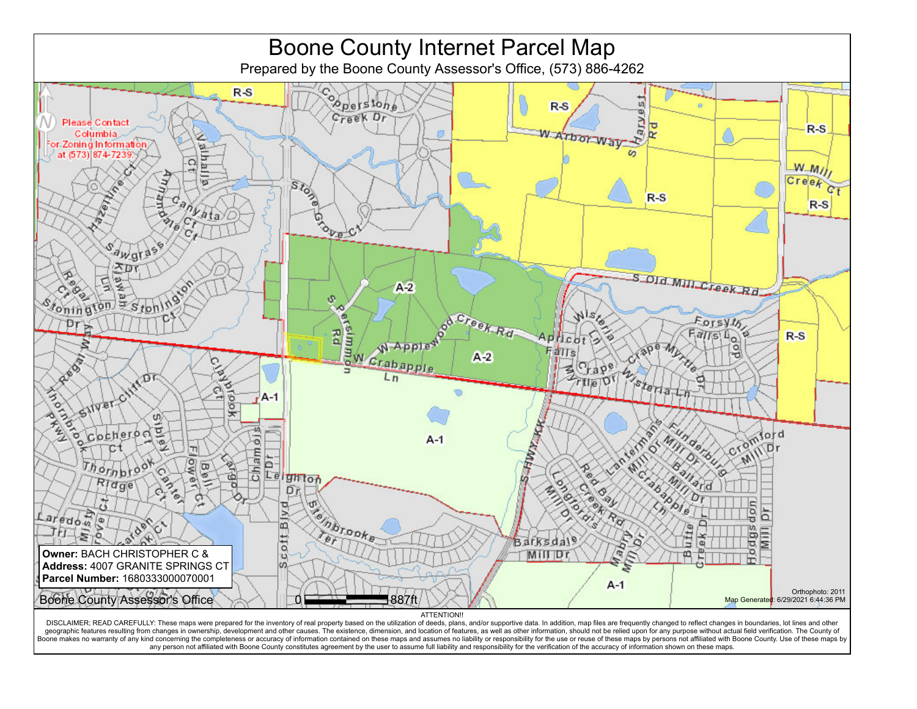# Boone County Internet Parcel Map

Prepared by the Boone County Assessor's Office, (573) 886-4262

Please Contact Columbia For Zoning Information at (573) 874-7239.

**Owner:** BACH CHRISTOPHER C &
**Address:** 4007 GRANITE SPRINGS CT
**Parcel Number:** 1680333000070001

Boone County Assessor's Office

0 887ft

Orthophoto: 2011
Map Generated: 6/29/2021 6:44:36 PM

ATTENTION!!

DISCLAIMER; READ CAREFULLY: These maps were prepared for the inventory of real property based on the utilization of deeds, plans, and/or supportive data. In addition, map files are frequently changed to reflect changes in ownership, lot lines and other geographic features resulting from changes in ownership, development and other causes. The existence, dimension, and location of features, as well as other information, should not be relied upon for any purpose without actual field verification. The County of Boone makes no warranty of any kind concerning the completeness or accuracy of information contained on these maps and assumes no liability or responsibility for the use or reuse of these maps by persons not affiliated with Boone County. Use of these maps by any person not affiliated with Boone County constitutes agreement by the user to assume full liability and responsibility for the verification of the accuracy of information shown on these maps.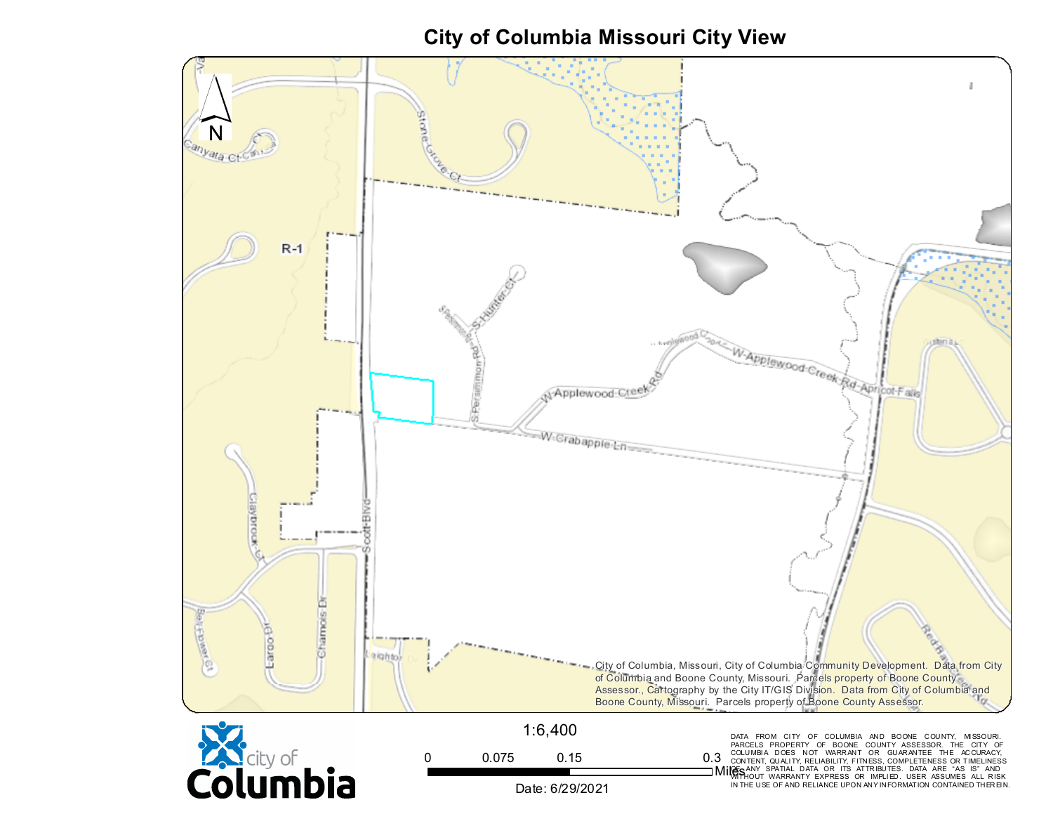# City of Columbia Missouri City View

N

R-1

Canyata Ct

Stone Grove Ct

S Hunter Ct

S Persimmon Rd

W Applewood Creek Rd

W Applewood Creek Rd Apricot Falls

W Crabapple Ln

Scott Blvd

Claybrook Ct

Chamois Dr

Largo Dr

Bell Flower Ct

Leighton Dr

Red Bay Crest Rd

City of Columbia, Missouri, City of Columbia Community Development. Data from City of Columbia and Boone County, Missouri. Parcels property of Boone County Assessor., Cartography by the City IT/GIS Division. Data from City of Columbia and Boone County, Missouri. Parcels property of Boone County Assessor.

city of Columbia

1:6,400

0 0.075 0.15 0.3 Miles

Date: 6/29/2021

DATA FROM CITY OF COLUMBIA AND BOONE COUNTY, MISSOURI. PARCELS PROPERTY OF BOONE COUNTY ASSESSOR. THE CITY OF COLUMBIA DOES NOT WARRANT OR GUARANTEE THE ACCURACY, CONTENT, QUALITY, RELIABILITY, FITNESS, COMPLETENESS OR TIMELINESS OF ANY SPATIAL DATA OR ITS ATTRIBUTES. DATA ARE "AS IS" AND WITHOUT WARRANTY EXPRESS OR IMPLIED. USER ASSUMES ALL RISK IN THE USE OF AND RELIANCE UPON ANY INFORMATION CONTAINED THEREIN.